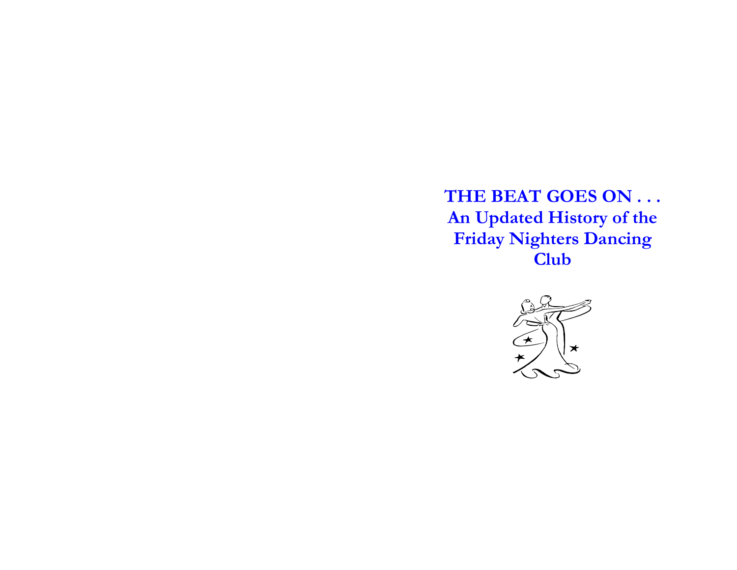# THE BEAT GOES ON . . .

## An Updated History of the Friday Nighters Dancing Club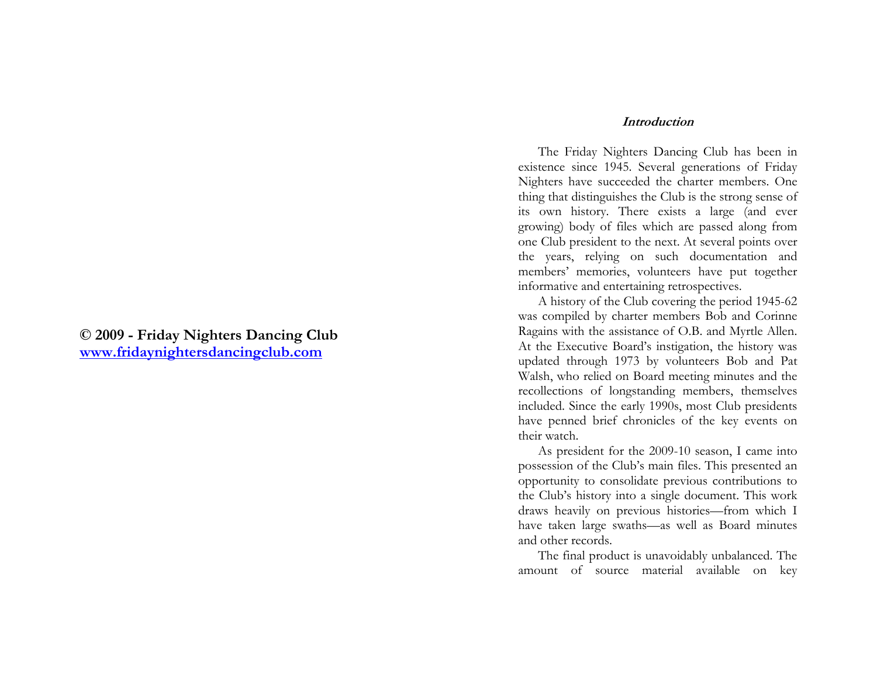**© 2009 - Friday Nighters Dancing Club**
**www.fridaynightersdancingclub.com**

### *Introduction*

The Friday Nighters Dancing Club has been in existence since 1945. Several generations of Friday Nighters have succeeded the charter members. One thing that distinguishes the Club is the strong sense of its own history. There exists a large (and ever growing) body of files which are passed along from one Club president to the next. At several points over the years, relying on such documentation and members' memories, volunteers have put together informative and entertaining retrospectives.

A history of the Club covering the period 1945-62 was compiled by charter members Bob and Corinne Ragains with the assistance of O.B. and Myrtle Allen. At the Executive Board's instigation, the history was updated through 1973 by volunteers Bob and Pat Walsh, who relied on Board meeting minutes and the recollections of longstanding members, themselves included. Since the early 1990s, most Club presidents have penned brief chronicles of the key events on their watch.

As president for the 2009-10 season, I came into possession of the Club's main files. This presented an opportunity to consolidate previous contributions to the Club's history into a single document. This work draws heavily on previous histories—from which I have taken large swaths—as well as Board minutes and other records.

The final product is unavoidably unbalanced. The amount of source material available on key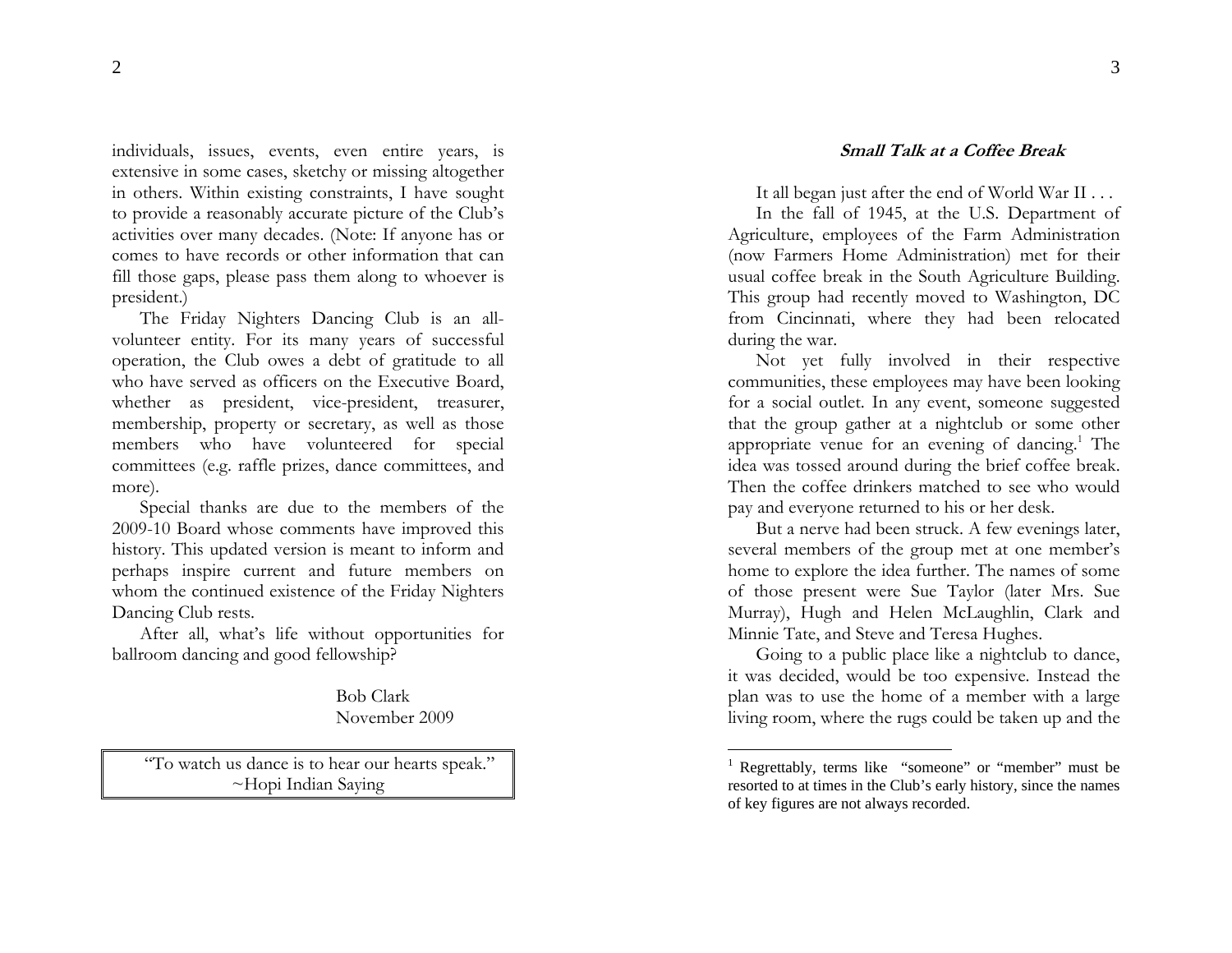individuals, issues, events, even entire years, is extensive in some cases, sketchy or missing altogether in others. Within existing constraints, I have sought to provide a reasonably accurate picture of the Club's activities over many decades. (Note: If anyone has or comes to have records or other information that can fill those gaps, please pass them along to whoever is president.)

The Friday Nighters Dancing Club is an all-volunteer entity. For its many years of successful operation, the Club owes a debt of gratitude to all who have served as officers on the Executive Board, whether as president, vice-president, treasurer, membership, property or secretary, as well as those members who have volunteered for special committees (e.g. raffle prizes, dance committees, and more).

Special thanks are due to the members of the 2009-10 Board whose comments have improved this history. This updated version is meant to inform and perhaps inspire current and future members on whom the continued existence of the Friday Nighters Dancing Club rests.

After all, what's life without opportunities for ballroom dancing and good fellowship?

Bob Clark
November 2009

> "To watch us dance is to hear our hearts speak."
> ~Hopi Indian Saying

## *Small Talk at a Coffee Break*

It all began just after the end of World War II . . .

In the fall of 1945, at the U.S. Department of Agriculture, employees of the Farm Administration (now Farmers Home Administration) met for their usual coffee break in the South Agriculture Building. This group had recently moved to Washington, DC from Cincinnati, where they had been relocated during the war.

Not yet fully involved in their respective communities, these employees may have been looking for a social outlet. In any event, someone suggested that the group gather at a nightclub or some other appropriate venue for an evening of dancing.[1] The idea was tossed around during the brief coffee break. Then the coffee drinkers matched to see who would pay and everyone returned to his or her desk.

But a nerve had been struck. A few evenings later, several members of the group met at one member's home to explore the idea further. The names of some of those present were Sue Taylor (later Mrs. Sue Murray), Hugh and Helen McLaughlin, Clark and Minnie Tate, and Steve and Teresa Hughes.

Going to a public place like a nightclub to dance, it was decided, would be too expensive. Instead the plan was to use the home of a member with a large living room, where the rugs could be taken up and the

[1] Regrettably, terms like "someone" or "member" must be resorted to at times in the Club's early history, since the names of key figures are not always recorded.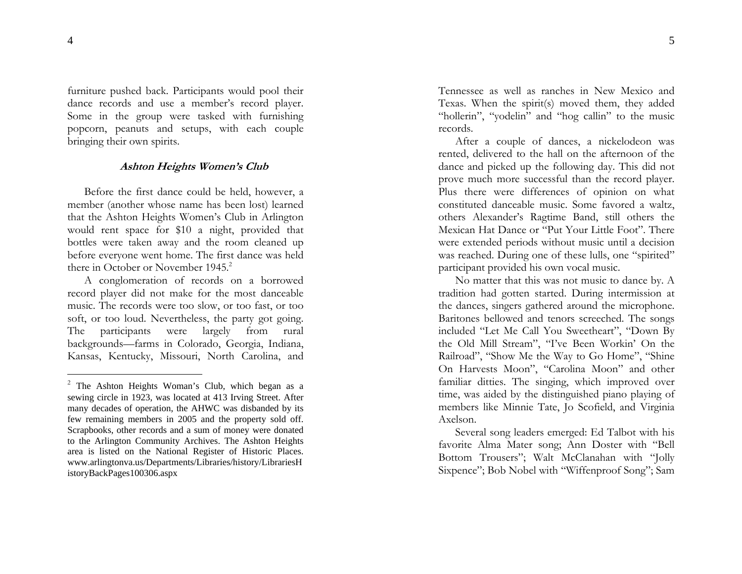furniture pushed back. Participants would pool their dance records and use a member's record player. Some in the group were tasked with furnishing popcorn, peanuts and setups, with each couple bringing their own spirits.

### *Ashton Heights Women's Club*

Before the first dance could be held, however, a member (another whose name has been lost) learned that the Ashton Heights Women's Club in Arlington would rent space for $10 a night, provided that bottles were taken away and the room cleaned up before everyone went home. The first dance was held there in October or November 1945.[2]

A conglomeration of records on a borrowed record player did not make for the most danceable music. The records were too slow, or too fast, or too soft, or too loud. Nevertheless, the party got going. The participants were largely from rural backgrounds—farms in Colorado, Georgia, Indiana, Kansas, Kentucky, Missouri, North Carolina, and Tennessee as well as ranches in New Mexico and Texas. When the spirit(s) moved them, they added "hollerin", "yodelin" and "hog callin" to the music records.

After a couple of dances, a nickelodeon was rented, delivered to the hall on the afternoon of the dance and picked up the following day. This did not prove much more successful than the record player. Plus there were differences of opinion on what constituted danceable music. Some favored a waltz, others Alexander's Ragtime Band, still others the Mexican Hat Dance or "Put Your Little Foot". There were extended periods without music until a decision was reached. During one of these lulls, one "spirited" participant provided his own vocal music.

No matter that this was not music to dance by. A tradition had gotten started. During intermission at the dances, singers gathered around the microphone. Baritones bellowed and tenors screeched. The songs included "Let Me Call You Sweetheart", "Down By the Old Mill Stream", "I've Been Workin' On the Railroad", "Show Me the Way to Go Home", "Shine On Harvests Moon", "Carolina Moon" and other familiar ditties. The singing, which improved over time, was aided by the distinguished piano playing of members like Minnie Tate, Jo Scofield, and Virginia Axelson.

Several song leaders emerged: Ed Talbot with his favorite Alma Mater song; Ann Doster with "Bell Bottom Trousers"; Walt McClanahan with "Jolly Sixpence"; Bob Nobel with "Wiffenproof Song"; Sam

---

[2] The Ashton Heights Woman's Club, which began as a sewing circle in 1923, was located at 413 Irving Street. After many decades of operation, the AHWC was disbanded by its few remaining members in 2005 and the property sold off. Scrapbooks, other records and a sum of money were donated to the Arlington Community Archives. The Ashton Heights area is listed on the National Register of Historic Places. www.arlingtonva.us/Departments/Libraries/history/LibrariesHistoryBackPages100306.aspx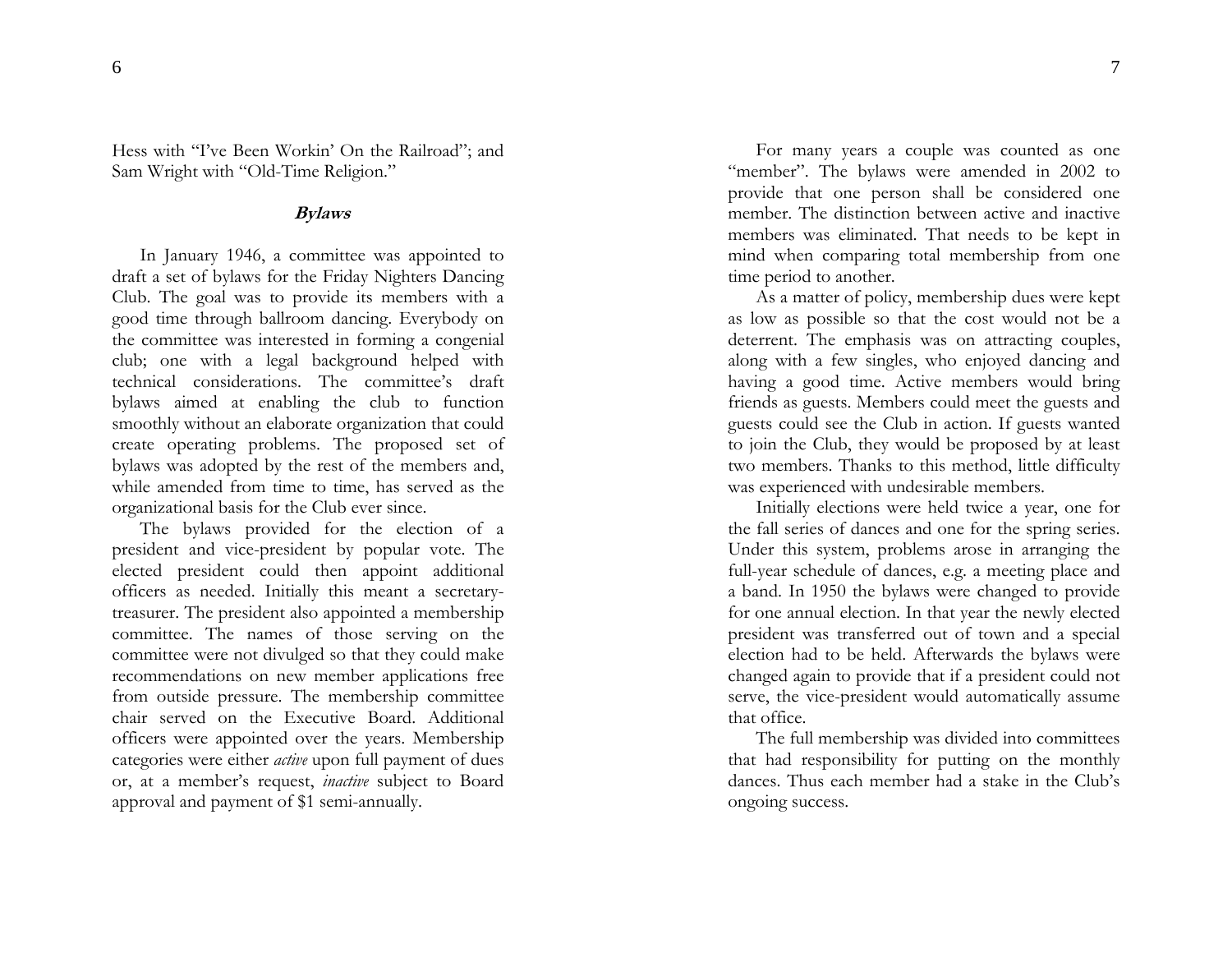Hess with "I've Been Workin' On the Railroad"; and Sam Wright with "Old-Time Religion."

### *Bylaws*

In January 1946, a committee was appointed to draft a set of bylaws for the Friday Nighters Dancing Club. The goal was to provide its members with a good time through ballroom dancing. Everybody on the committee was interested in forming a congenial club; one with a legal background helped with technical considerations. The committee's draft bylaws aimed at enabling the club to function smoothly without an elaborate organization that could create operating problems. The proposed set of bylaws was adopted by the rest of the members and, while amended from time to time, has served as the organizational basis for the Club ever since.

The bylaws provided for the election of a president and vice-president by popular vote. The elected president could then appoint additional officers as needed. Initially this meant a secretary-treasurer. The president also appointed a membership committee. The names of those serving on the committee were not divulged so that they could make recommendations on new member applications free from outside pressure. The membership committee chair served on the Executive Board. Additional officers were appointed over the years. Membership categories were either *active* upon full payment of dues or, at a member's request, *inactive* subject to Board approval and payment of $1 semi-annually.

For many years a couple was counted as one "member". The bylaws were amended in 2002 to provide that one person shall be considered one member. The distinction between active and inactive members was eliminated. That needs to be kept in mind when comparing total membership from one time period to another.

As a matter of policy, membership dues were kept as low as possible so that the cost would not be a deterrent. The emphasis was on attracting couples, along with a few singles, who enjoyed dancing and having a good time. Active members would bring friends as guests. Members could meet the guests and guests could see the Club in action. If guests wanted to join the Club, they would be proposed by at least two members. Thanks to this method, little difficulty was experienced with undesirable members.

Initially elections were held twice a year, one for the fall series of dances and one for the spring series. Under this system, problems arose in arranging the full-year schedule of dances, e.g. a meeting place and a band. In 1950 the bylaws were changed to provide for one annual election. In that year the newly elected president was transferred out of town and a special election had to be held. Afterwards the bylaws were changed again to provide that if a president could not serve, the vice-president would automatically assume that office.

The full membership was divided into committees that had responsibility for putting on the monthly dances. Thus each member had a stake in the Club's ongoing success.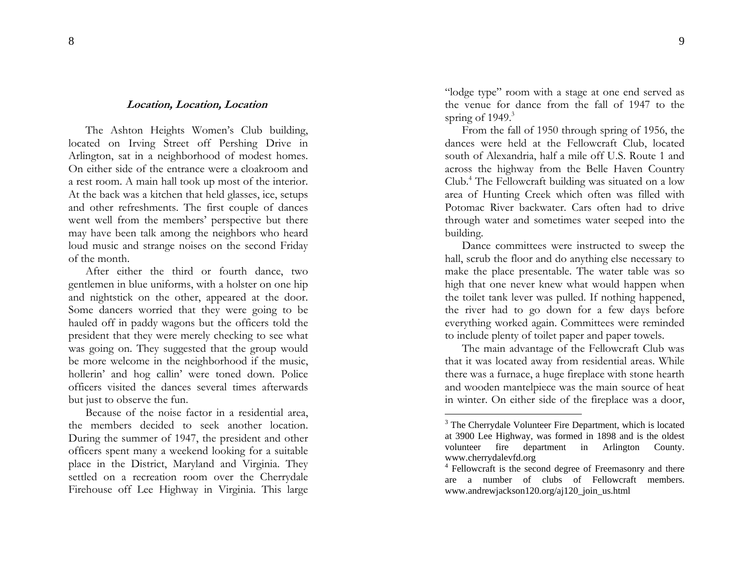### *Location, Location, Location*

The Ashton Heights Women's Club building, located on Irving Street off Pershing Drive in Arlington, sat in a neighborhood of modest homes. On either side of the entrance were a cloakroom and a rest room. A main hall took up most of the interior. At the back was a kitchen that held glasses, ice, setups and other refreshments. The first couple of dances went well from the members' perspective but there may have been talk among the neighbors who heard loud music and strange noises on the second Friday of the month.

After either the third or fourth dance, two gentlemen in blue uniforms, with a holster on one hip and nightstick on the other, appeared at the door. Some dancers worried that they were going to be hauled off in paddy wagons but the officers told the president that they were merely checking to see what was going on. They suggested that the group would be more welcome in the neighborhood if the music, hollerin' and hog callin' were toned down. Police officers visited the dances several times afterwards but just to observe the fun.

Because of the noise factor in a residential area, the members decided to seek another location. During the summer of 1947, the president and other officers spent many a weekend looking for a suitable place in the District, Maryland and Virginia. They settled on a recreation room over the Cherrydale Firehouse off Lee Highway in Virginia. This large "lodge type" room with a stage at one end served as the venue for dance from the fall of 1947 to the spring of 1949.[3]

From the fall of 1950 through spring of 1956, the dances were held at the Fellowcraft Club, located south of Alexandria, half a mile off U.S. Route 1 and across the highway from the Belle Haven Country Club.[4] The Fellowcraft building was situated on a low area of Hunting Creek which often was filled with Potomac River backwater. Cars often had to drive through water and sometimes water seeped into the building.

Dance committees were instructed to sweep the hall, scrub the floor and do anything else necessary to make the place presentable. The water table was so high that one never knew what would happen when the toilet tank lever was pulled. If nothing happened, the river had to go down for a few days before everything worked again. Committees were reminded to include plenty of toilet paper and paper towels.

The main advantage of the Fellowcraft Club was that it was located away from residential areas. While there was a furnace, a huge fireplace with stone hearth and wooden mantelpiece was the main source of heat in winter. On either side of the fireplace was a door,

---

[3] The Cherrydale Volunteer Fire Department, which is located at 3900 Lee Highway, was formed in 1898 and is the oldest volunteer fire department in Arlington County. www.cherrydalevfd.org

[4] Fellowcraft is the second degree of Freemasonry and there are a number of clubs of Fellowcraft members. www.andrewjackson120.org/aj120_join_us.html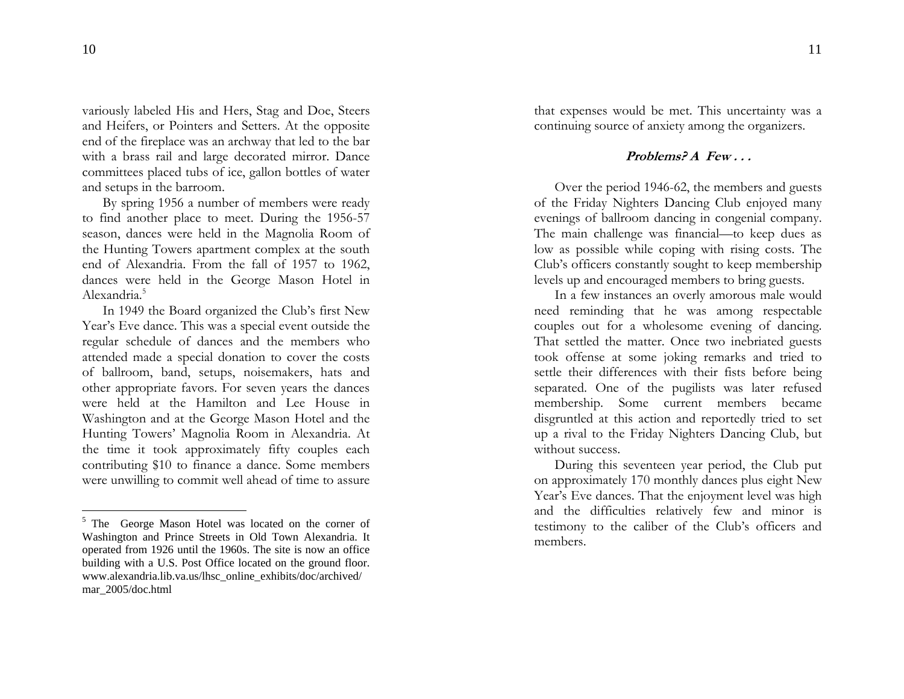variously labeled His and Hers, Stag and Doe, Steers and Heifers, or Pointers and Setters. At the opposite end of the fireplace was an archway that led to the bar with a brass rail and large decorated mirror. Dance committees placed tubs of ice, gallon bottles of water and setups in the barroom.

By spring 1956 a number of members were ready to find another place to meet. During the 1956-57 season, dances were held in the Magnolia Room of the Hunting Towers apartment complex at the south end of Alexandria. From the fall of 1957 to 1962, dances were held in the George Mason Hotel in Alexandria.[5]

In 1949 the Board organized the Club's first New Year's Eve dance. This was a special event outside the regular schedule of dances and the members who attended made a special donation to cover the costs of ballroom, band, setups, noisemakers, hats and other appropriate favors. For seven years the dances were held at the Hamilton and Lee House in Washington and at the George Mason Hotel and the Hunting Towers' Magnolia Room in Alexandria. At the time it took approximately fifty couples each contributing $10 to finance a dance. Some members were unwilling to commit well ahead of time to assure that expenses would be met. This uncertainty was a continuing source of anxiety among the organizers.

### *Problems? A Few . . .*

Over the period 1946-62, the members and guests of the Friday Nighters Dancing Club enjoyed many evenings of ballroom dancing in congenial company. The main challenge was financial—to keep dues as low as possible while coping with rising costs. The Club's officers constantly sought to keep membership levels up and encouraged members to bring guests.

In a few instances an overly amorous male would need reminding that he was among respectable couples out for a wholesome evening of dancing. That settled the matter. Once two inebriated guests took offense at some joking remarks and tried to settle their differences with their fists before being separated. One of the pugilists was later refused membership. Some current members became disgruntled at this action and reportedly tried to set up a rival to the Friday Nighters Dancing Club, but without success.

During this seventeen year period, the Club put on approximately 170 monthly dances plus eight New Year's Eve dances. That the enjoyment level was high and the difficulties relatively few and minor is testimony to the caliber of the Club's officers and members.

---

[5] The George Mason Hotel was located on the corner of Washington and Prince Streets in Old Town Alexandria. It operated from 1926 until the 1960s. The site is now an office building with a U.S. Post Office located on the ground floor. www.alexandria.lib.va.us/lhsc_online_exhibits/doc/archived/mar_2005/doc.html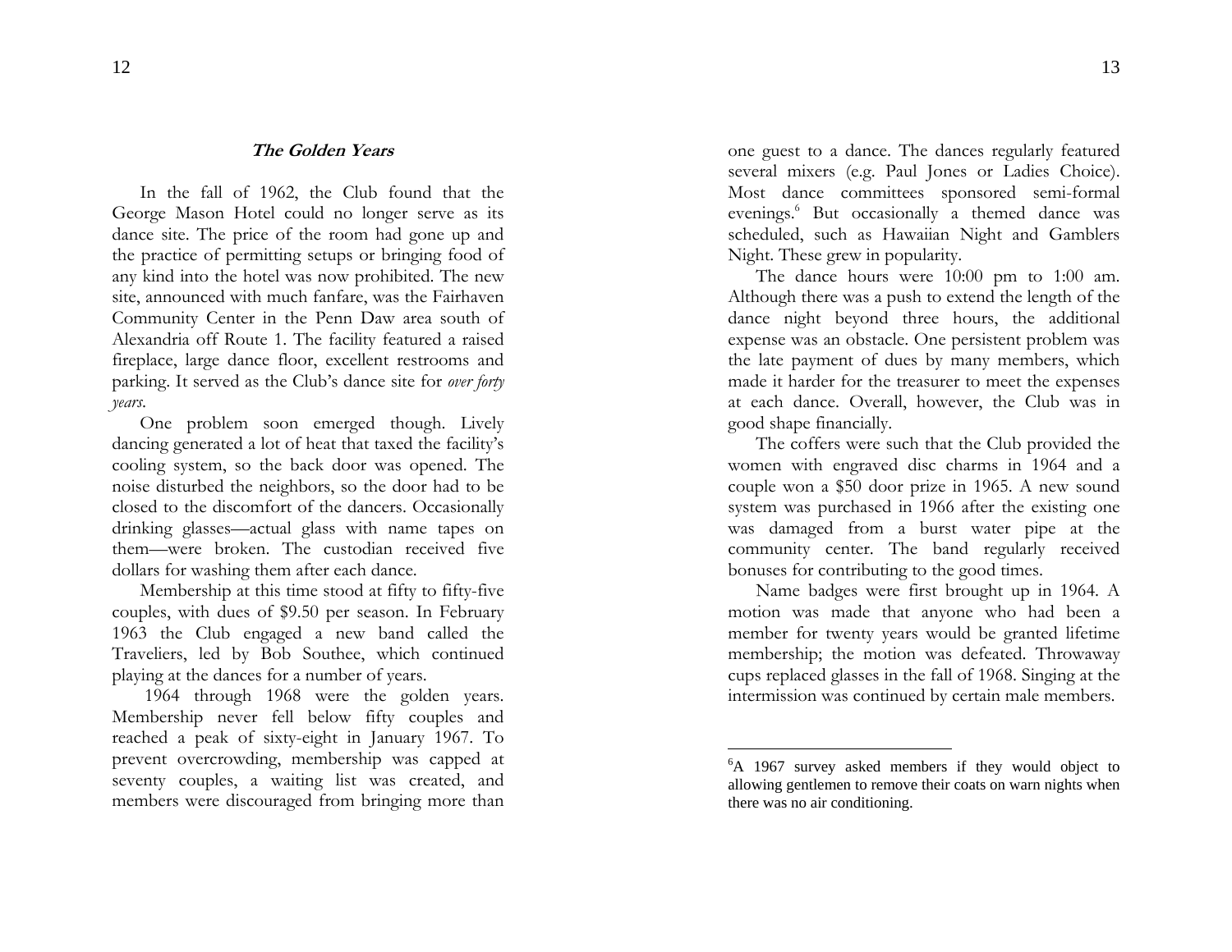### *The Golden Years*

In the fall of 1962, the Club found that the George Mason Hotel could no longer serve as its dance site. The price of the room had gone up and the practice of permitting setups or bringing food of any kind into the hotel was now prohibited. The new site, announced with much fanfare, was the Fairhaven Community Center in the Penn Daw area south of Alexandria off Route 1. The facility featured a raised fireplace, large dance floor, excellent restrooms and parking. It served as the Club's dance site for *over forty years*.

One problem soon emerged though. Lively dancing generated a lot of heat that taxed the facility's cooling system, so the back door was opened. The noise disturbed the neighbors, so the door had to be closed to the discomfort of the dancers. Occasionally drinking glasses—actual glass with name tapes on them—were broken. The custodian received five dollars for washing them after each dance.

Membership at this time stood at fifty to fifty-five couples, with dues of $9.50 per season. In February 1963 the Club engaged a new band called the Traveliers, led by Bob Southee, which continued playing at the dances for a number of years.

1964 through 1968 were the golden years. Membership never fell below fifty couples and reached a peak of sixty-eight in January 1967. To prevent overcrowding, membership was capped at seventy couples, a waiting list was created, and members were discouraged from bringing more than one guest to a dance. The dances regularly featured several mixers (e.g. Paul Jones or Ladies Choice). Most dance committees sponsored semi-formal evenings.[6] But occasionally a themed dance was scheduled, such as Hawaiian Night and Gamblers Night. These grew in popularity.

The dance hours were 10:00 pm to 1:00 am. Although there was a push to extend the length of the dance night beyond three hours, the additional expense was an obstacle. One persistent problem was the late payment of dues by many members, which made it harder for the treasurer to meet the expenses at each dance. Overall, however, the Club was in good shape financially.

The coffers were such that the Club provided the women with engraved disc charms in 1964 and a couple won a $50 door prize in 1965. A new sound system was purchased in 1966 after the existing one was damaged from a burst water pipe at the community center. The band regularly received bonuses for contributing to the good times.

Name badges were first brought up in 1964. A motion was made that anyone who had been a member for twenty years would be granted lifetime membership; the motion was defeated. Throwaway cups replaced glasses in the fall of 1968. Singing at the intermission was continued by certain male members.

---

[6] A 1967 survey asked members if they would object to allowing gentlemen to remove their coats on warn nights when there was no air conditioning.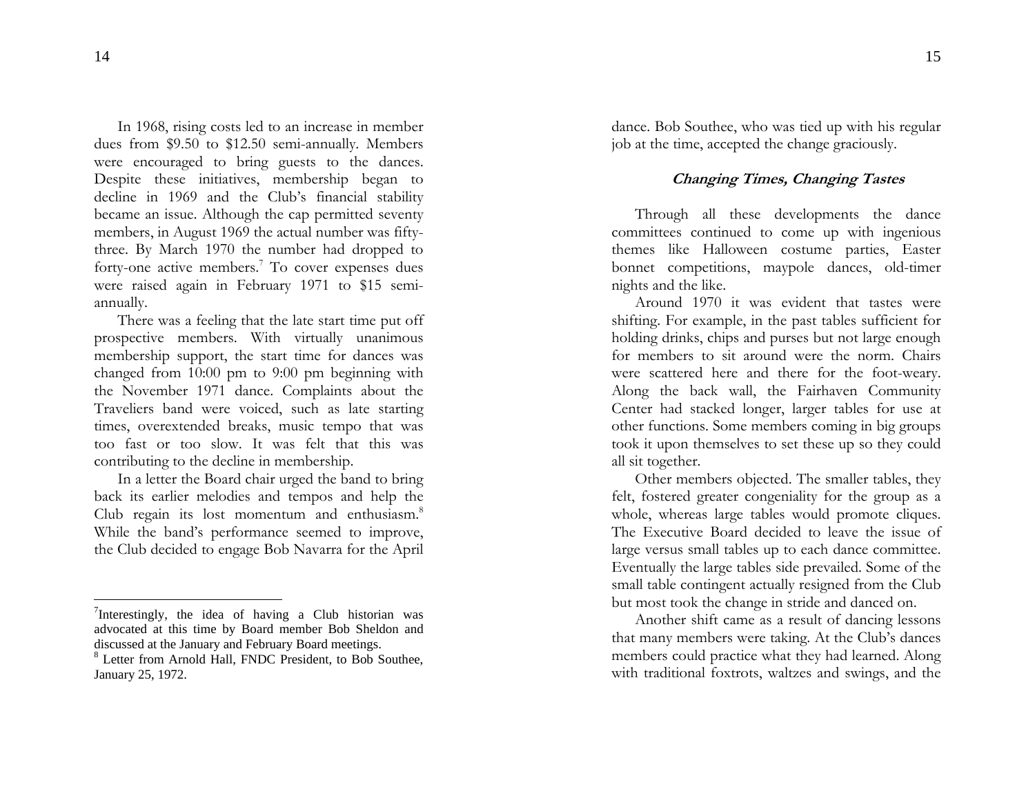In 1968, rising costs led to an increase in member dues from $9.50 to $12.50 semi-annually. Members were encouraged to bring guests to the dances. Despite these initiatives, membership began to decline in 1969 and the Club's financial stability became an issue. Although the cap permitted seventy members, in August 1969 the actual number was fifty-three. By March 1970 the number had dropped to forty-one active members.[7] To cover expenses dues were raised again in February 1971 to $15 semi-annually.

There was a feeling that the late start time put off prospective members. With virtually unanimous membership support, the start time for dances was changed from 10:00 pm to 9:00 pm beginning with the November 1971 dance. Complaints about the Traveliers band were voiced, such as late starting times, overextended breaks, music tempo that was too fast or too slow. It was felt that this was contributing to the decline in membership.

In a letter the Board chair urged the band to bring back its earlier melodies and tempos and help the Club regain its lost momentum and enthusiasm.[8] While the band's performance seemed to improve, the Club decided to engage Bob Navarra for the April dance. Bob Southee, who was tied up with his regular job at the time, accepted the change graciously.

### *Changing Times, Changing Tastes*

Through all these developments the dance committees continued to come up with ingenious themes like Halloween costume parties, Easter bonnet competitions, maypole dances, old-timer nights and the like.

Around 1970 it was evident that tastes were shifting. For example, in the past tables sufficient for holding drinks, chips and purses but not large enough for members to sit around were the norm. Chairs were scattered here and there for the foot-weary. Along the back wall, the Fairhaven Community Center had stacked longer, larger tables for use at other functions. Some members coming in big groups took it upon themselves to set these up so they could all sit together.

Other members objected. The smaller tables, they felt, fostered greater congeniality for the group as a whole, whereas large tables would promote cliques. The Executive Board decided to leave the issue of large versus small tables up to each dance committee. Eventually the large tables side prevailed. Some of the small table contingent actually resigned from the Club but most took the change in stride and danced on.

Another shift came as a result of dancing lessons that many members were taking. At the Club's dances members could practice what they had learned. Along with traditional foxtrots, waltzes and swings, and the

---

[7] Interestingly, the idea of having a Club historian was advocated at this time by Board member Bob Sheldon and discussed at the January and February Board meetings.

[8] Letter from Arnold Hall, FNDC President, to Bob Southee, January 25, 1972.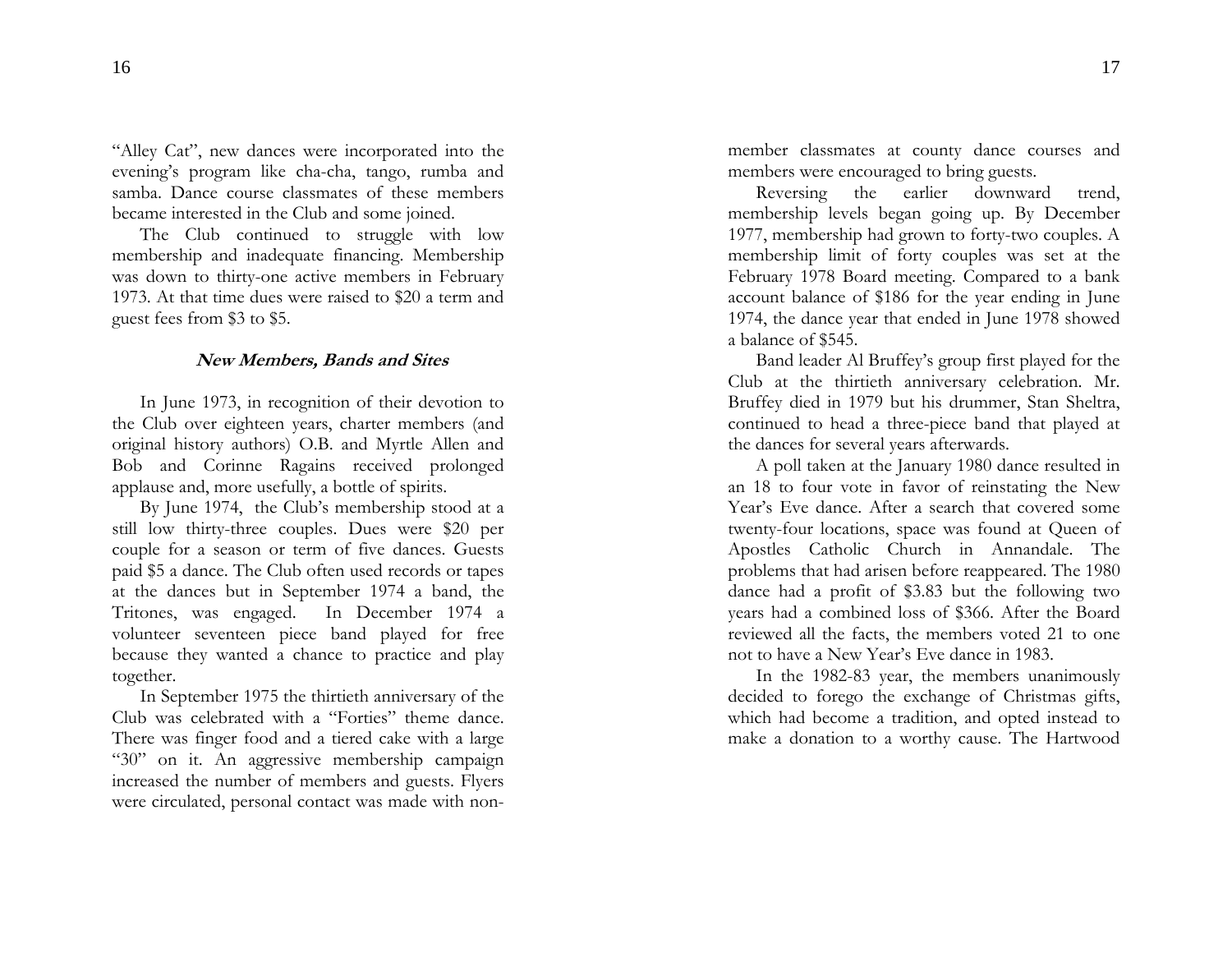"Alley Cat", new dances were incorporated into the evening's program like cha-cha, tango, rumba and samba. Dance course classmates of these members became interested in the Club and some joined.

The Club continued to struggle with low membership and inadequate financing. Membership was down to thirty-one active members in February 1973. At that time dues were raised to $20 a term and guest fees from $3 to $5.

### *New Members, Bands and Sites*

In June 1973, in recognition of their devotion to the Club over eighteen years, charter members (and original history authors) O.B. and Myrtle Allen and Bob and Corinne Ragains received prolonged applause and, more usefully, a bottle of spirits.

By June 1974, the Club's membership stood at a still low thirty-three couples. Dues were $20 per couple for a season or term of five dances. Guests paid $5 a dance. The Club often used records or tapes at the dances but in September 1974 a band, the Tritones, was engaged. In December 1974 a volunteer seventeen piece band played for free because they wanted a chance to practice and play together.

In September 1975 the thirtieth anniversary of the Club was celebrated with a "Forties" theme dance. There was finger food and a tiered cake with a large "30" on it. An aggressive membership campaign increased the number of members and guests. Flyers were circulated, personal contact was made with non-member classmates at county dance courses and members were encouraged to bring guests.

Reversing the earlier downward trend, membership levels began going up. By December 1977, membership had grown to forty-two couples. A membership limit of forty couples was set at the February 1978 Board meeting. Compared to a bank account balance of $186 for the year ending in June 1974, the dance year that ended in June 1978 showed a balance of $545.

Band leader Al Bruffey's group first played for the Club at the thirtieth anniversary celebration. Mr. Bruffey died in 1979 but his drummer, Stan Sheltra, continued to head a three-piece band that played at the dances for several years afterwards.

A poll taken at the January 1980 dance resulted in an 18 to four vote in favor of reinstating the New Year's Eve dance. After a search that covered some twenty-four locations, space was found at Queen of Apostles Catholic Church in Annandale. The problems that had arisen before reappeared. The 1980 dance had a profit of $3.83 but the following two years had a combined loss of $366. After the Board reviewed all the facts, the members voted 21 to one not to have a New Year's Eve dance in 1983.

In the 1982-83 year, the members unanimously decided to forego the exchange of Christmas gifts, which had become a tradition, and opted instead to make a donation to a worthy cause. The Hartwood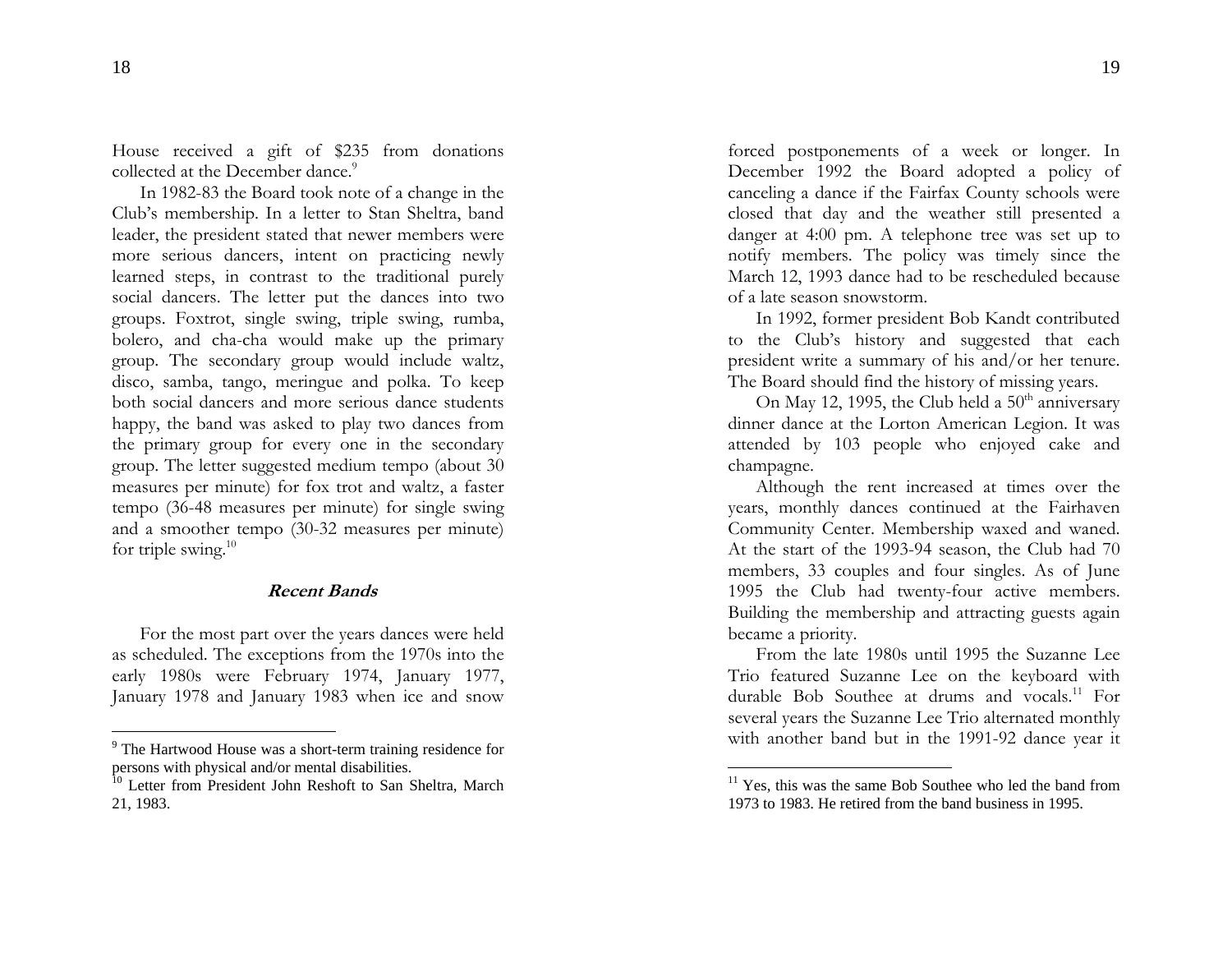House received a gift of $235 from donations collected at the December dance.[9]

In 1982-83 the Board took note of a change in the Club's membership. In a letter to Stan Sheltra, band leader, the president stated that newer members were more serious dancers, intent on practicing newly learned steps, in contrast to the traditional purely social dancers. The letter put the dances into two groups. Foxtrot, single swing, triple swing, rumba, bolero, and cha-cha would make up the primary group. The secondary group would include waltz, disco, samba, tango, meringue and polka. To keep both social dancers and more serious dance students happy, the band was asked to play two dances from the primary group for every one in the secondary group. The letter suggested medium tempo (about 30 measures per minute) for fox trot and waltz, a faster tempo (36-48 measures per minute) for single swing and a smoother tempo (30-32 measures per minute) for triple swing.[10]

### *Recent Bands*

For the most part over the years dances were held as scheduled. The exceptions from the 1970s into the early 1980s were February 1974, January 1977, January 1978 and January 1983 when ice and snow forced postponements of a week or longer. In December 1992 the Board adopted a policy of canceling a dance if the Fairfax County schools were closed that day and the weather still presented a danger at 4:00 pm. A telephone tree was set up to notify members. The policy was timely since the March 12, 1993 dance had to be rescheduled because of a late season snowstorm.

In 1992, former president Bob Kandt contributed to the Club's history and suggested that each president write a summary of his and/or her tenure. The Board should find the history of missing years.

On May 12, 1995, the Club held a 50th anniversary dinner dance at the Lorton American Legion. It was attended by 103 people who enjoyed cake and champagne.

Although the rent increased at times over the years, monthly dances continued at the Fairhaven Community Center. Membership waxed and waned. At the start of the 1993-94 season, the Club had 70 members, 33 couples and four singles. As of June 1995 the Club had twenty-four active members. Building the membership and attracting guests again became a priority.

From the late 1980s until 1995 the Suzanne Lee Trio featured Suzanne Lee on the keyboard with durable Bob Southee at drums and vocals.[11] For several years the Suzanne Lee Trio alternated monthly with another band but in the 1991-92 dance year it

---

[9] The Hartwood House was a short-term training residence for persons with physical and/or mental disabilities.

[10] Letter from President John Reshoft to San Sheltra, March 21, 1983.

[11] Yes, this was the same Bob Southee who led the band from 1973 to 1983. He retired from the band business in 1995.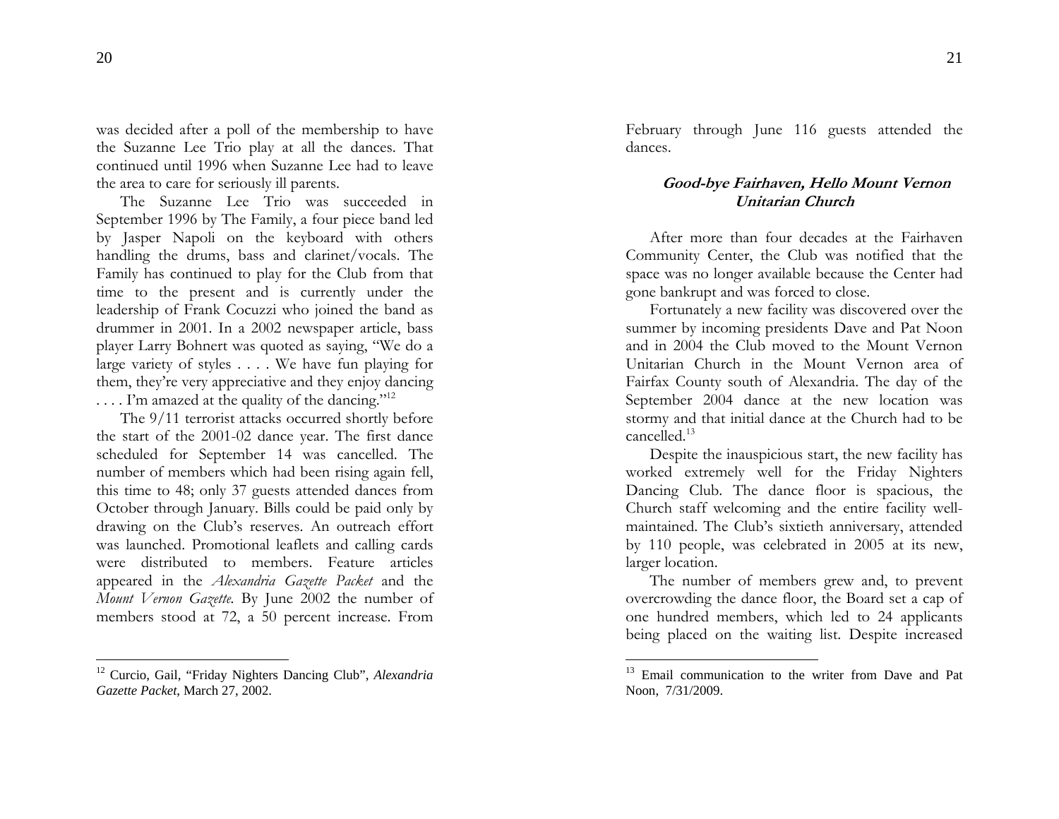was decided after a poll of the membership to have the Suzanne Lee Trio play at all the dances. That continued until 1996 when Suzanne Lee had to leave the area to care for seriously ill parents.

The Suzanne Lee Trio was succeeded in September 1996 by The Family, a four piece band led by Jasper Napoli on the keyboard with others handling the drums, bass and clarinet/vocals. The Family has continued to play for the Club from that time to the present and is currently under the leadership of Frank Cocuzzi who joined the band as drummer in 2001. In a 2002 newspaper article, bass player Larry Bohnert was quoted as saying, "We do a large variety of styles . . . . We have fun playing for them, they're very appreciative and they enjoy dancing . . . . I'm amazed at the quality of the dancing."[12]

The 9/11 terrorist attacks occurred shortly before the start of the 2001-02 dance year. The first dance scheduled for September 14 was cancelled. The number of members which had been rising again fell, this time to 48; only 37 guests attended dances from October through January. Bills could be paid only by drawing on the Club's reserves. An outreach effort was launched. Promotional leaflets and calling cards were distributed to members. Feature articles appeared in the *Alexandria Gazette Packet* and the *Mount Vernon Gazette.* By June 2002 the number of members stood at 72, a 50 percent increase. From February through June 116 guests attended the dances.

[12] Curcio, Gail, "Friday Nighters Dancing Club", *Alexandria Gazette Packet*, March 27, 2002.

### Good-bye Fairhaven, Hello Mount Vernon Unitarian Church

After more than four decades at the Fairhaven Community Center, the Club was notified that the space was no longer available because the Center had gone bankrupt and was forced to close.

Fortunately a new facility was discovered over the summer by incoming presidents Dave and Pat Noon and in 2004 the Club moved to the Mount Vernon Unitarian Church in the Mount Vernon area of Fairfax County south of Alexandria. The day of the September 2004 dance at the new location was stormy and that initial dance at the Church had to be cancelled.[13]

Despite the inauspicious start, the new facility has worked extremely well for the Friday Nighters Dancing Club. The dance floor is spacious, the Church staff welcoming and the entire facility well-maintained. The Club's sixtieth anniversary, attended by 110 people, was celebrated in 2005 at its new, larger location.

The number of members grew and, to prevent overcrowding the dance floor, the Board set a cap of one hundred members, which led to 24 applicants being placed on the waiting list. Despite increased

[13] Email communication to the writer from Dave and Pat Noon, 7/31/2009.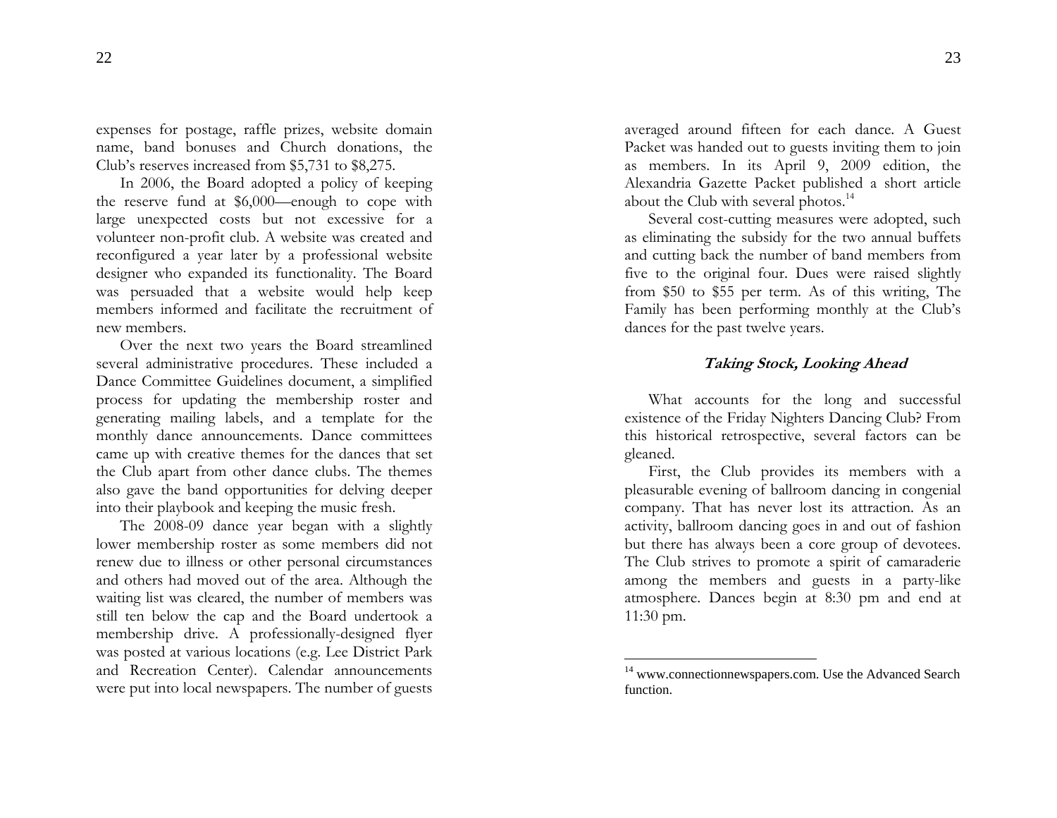expenses for postage, raffle prizes, website domain name, band bonuses and Church donations, the Club's reserves increased from $5,731 to $8,275.

In 2006, the Board adopted a policy of keeping the reserve fund at $6,000—enough to cope with large unexpected costs but not excessive for a volunteer non-profit club. A website was created and reconfigured a year later by a professional website designer who expanded its functionality. The Board was persuaded that a website would help keep members informed and facilitate the recruitment of new members.

Over the next two years the Board streamlined several administrative procedures. These included a Dance Committee Guidelines document, a simplified process for updating the membership roster and generating mailing labels, and a template for the monthly dance announcements. Dance committees came up with creative themes for the dances that set the Club apart from other dance clubs. The themes also gave the band opportunities for delving deeper into their playbook and keeping the music fresh.

The 2008-09 dance year began with a slightly lower membership roster as some members did not renew due to illness or other personal circumstances and others had moved out of the area. Although the waiting list was cleared, the number of members was still ten below the cap and the Board undertook a membership drive. A professionally-designed flyer was posted at various locations (e.g. Lee District Park and Recreation Center). Calendar announcements were put into local newspapers. The number of guests averaged around fifteen for each dance. A Guest Packet was handed out to guests inviting them to join as members. In its April 9, 2009 edition, the Alexandria Gazette Packet published a short article about the Club with several photos.[14]

Several cost-cutting measures were adopted, such as eliminating the subsidy for the two annual buffets and cutting back the number of band members from five to the original four. Dues were raised slightly from $50 to $55 per term. As of this writing, The Family has been performing monthly at the Club's dances for the past twelve years.

### *Taking Stock, Looking Ahead*

What accounts for the long and successful existence of the Friday Nighters Dancing Club? From this historical retrospective, several factors can be gleaned.

First, the Club provides its members with a pleasurable evening of ballroom dancing in congenial company. That has never lost its attraction. As an activity, ballroom dancing goes in and out of fashion but there has always been a core group of devotees. The Club strives to promote a spirit of camaraderie among the members and guests in a party-like atmosphere. Dances begin at 8:30 pm and end at 11:30 pm.

---

[14] www.connectionnewspapers.com. Use the Advanced Search function.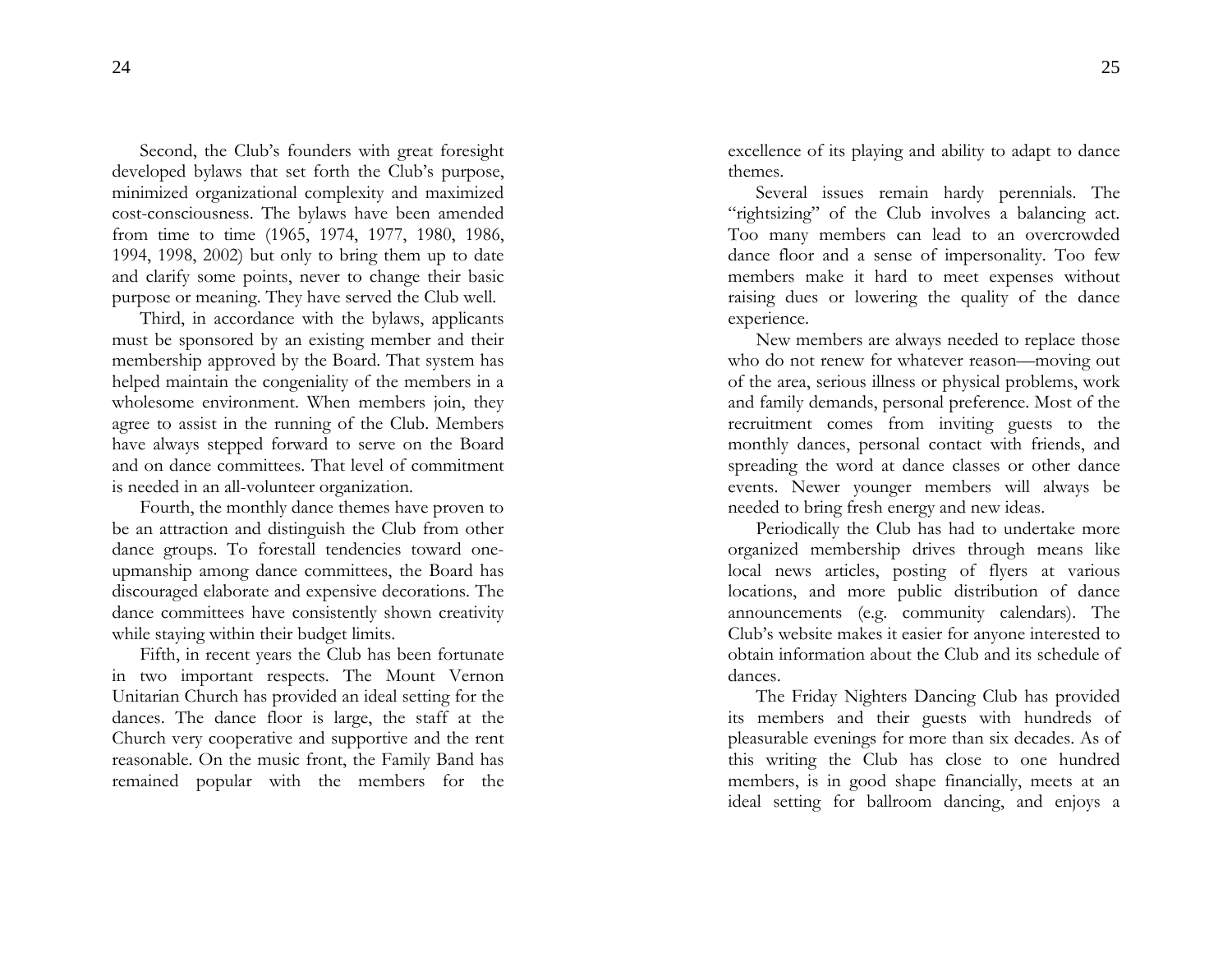Second, the Club's founders with great foresight developed bylaws that set forth the Club's purpose, minimized organizational complexity and maximized cost-consciousness. The bylaws have been amended from time to time (1965, 1974, 1977, 1980, 1986, 1994, 1998, 2002) but only to bring them up to date and clarify some points, never to change their basic purpose or meaning. They have served the Club well.

Third, in accordance with the bylaws, applicants must be sponsored by an existing member and their membership approved by the Board. That system has helped maintain the congeniality of the members in a wholesome environment. When members join, they agree to assist in the running of the Club. Members have always stepped forward to serve on the Board and on dance committees. That level of commitment is needed in an all-volunteer organization.

Fourth, the monthly dance themes have proven to be an attraction and distinguish the Club from other dance groups. To forestall tendencies toward one-upmanship among dance committees, the Board has discouraged elaborate and expensive decorations. The dance committees have consistently shown creativity while staying within their budget limits.

Fifth, in recent years the Club has been fortunate in two important respects. The Mount Vernon Unitarian Church has provided an ideal setting for the dances. The dance floor is large, the staff at the Church very cooperative and supportive and the rent reasonable. On the music front, the Family Band has remained popular with the members for the excellence of its playing and ability to adapt to dance themes.

Several issues remain hardy perennials. The "rightsizing" of the Club involves a balancing act. Too many members can lead to an overcrowded dance floor and a sense of impersonality. Too few members make it hard to meet expenses without raising dues or lowering the quality of the dance experience.

New members are always needed to replace those who do not renew for whatever reason—moving out of the area, serious illness or physical problems, work and family demands, personal preference. Most of the recruitment comes from inviting guests to the monthly dances, personal contact with friends, and spreading the word at dance classes or other dance events. Newer younger members will always be needed to bring fresh energy and new ideas.

Periodically the Club has had to undertake more organized membership drives through means like local news articles, posting of flyers at various locations, and more public distribution of dance announcements (e.g. community calendars). The Club's website makes it easier for anyone interested to obtain information about the Club and its schedule of dances.

The Friday Nighters Dancing Club has provided its members and their guests with hundreds of pleasurable evenings for more than six decades. As of this writing the Club has close to one hundred members, is in good shape financially, meets at an ideal setting for ballroom dancing, and enjoys a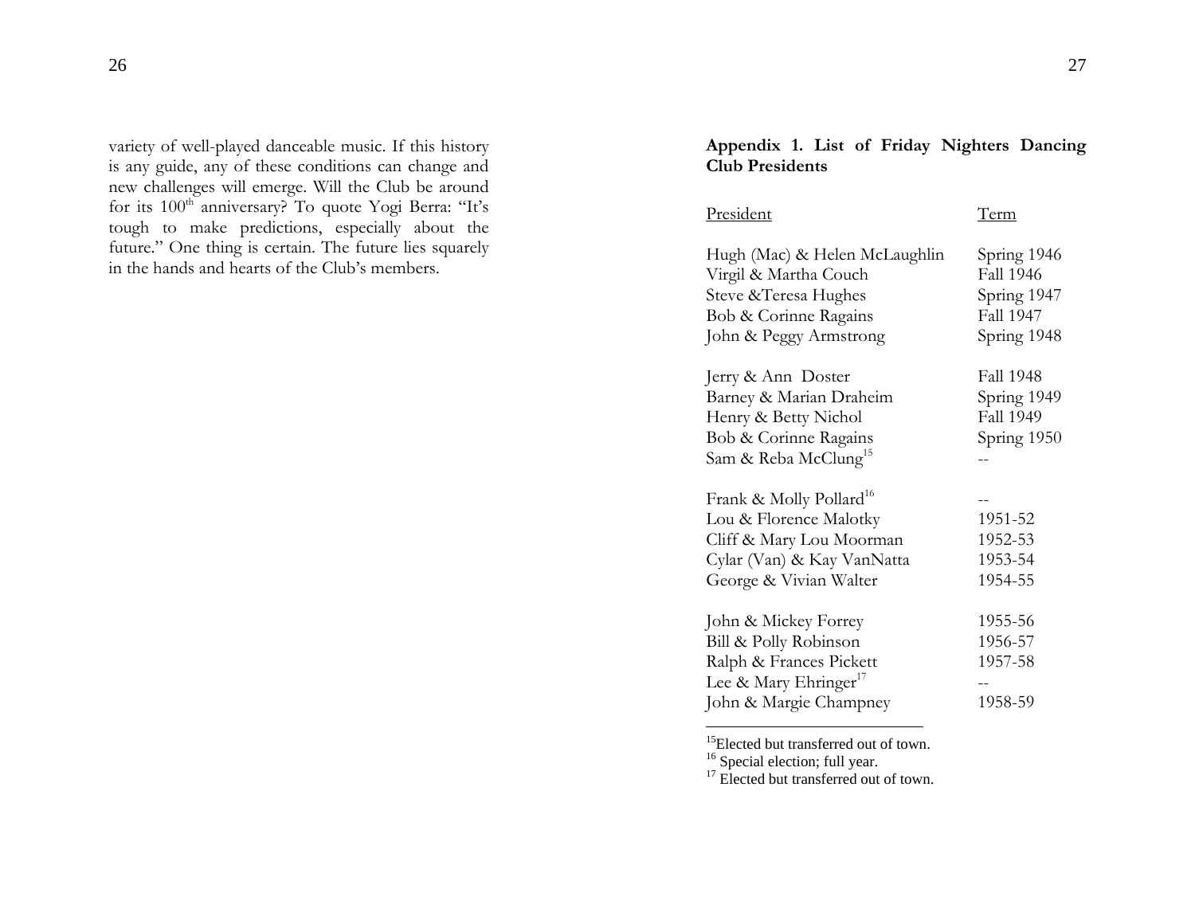variety of well-played danceable music. If this history is any guide, any of these conditions can change and new challenges will emerge. Will the Club be around for its 100th anniversary? To quote Yogi Berra: "It's tough to make predictions, especially about the future." One thing is certain. The future lies squarely in the hands and hearts of the Club's members.

### Appendix 1. List of Friday Nighters Dancing Club Presidents

| President | Term |
|---|---|
| Hugh (Mac) & Helen McLaughlin | Spring 1946 |
| Virgil & Martha Couch | Fall 1946 |
| Steve &Teresa Hughes | Spring 1947 |
| Bob & Corinne Ragains | Fall 1947 |
| John & Peggy Armstrong | Spring 1948 |
| Jerry & Ann Doster | Fall 1948 |
| Barney & Marian Draheim | Spring 1949 |
| Henry & Betty Nichol | Fall 1949 |
| Bob & Corinne Ragains | Spring 1950 |
| Sam & Reba McClung[15] | -- |
| Frank & Molly Pollard[16] | -- |
| Lou & Florence Malotky | 1951-52 |
| Cliff & Mary Lou Moorman | 1952-53 |
| Cylar (Van) & Kay VanNatta | 1953-54 |
| George & Vivian Walter | 1954-55 |
| John & Mickey Forrey | 1955-56 |
| Bill & Polly Robinson | 1956-57 |
| Ralph & Frances Pickett | 1957-58 |
| Lee & Mary Ehringer[17] | -- |
| John & Margie Champney | 1958-59 |

[15] Elected but transferred out of town.

[16] Special election; full year.

[17] Elected but transferred out of town.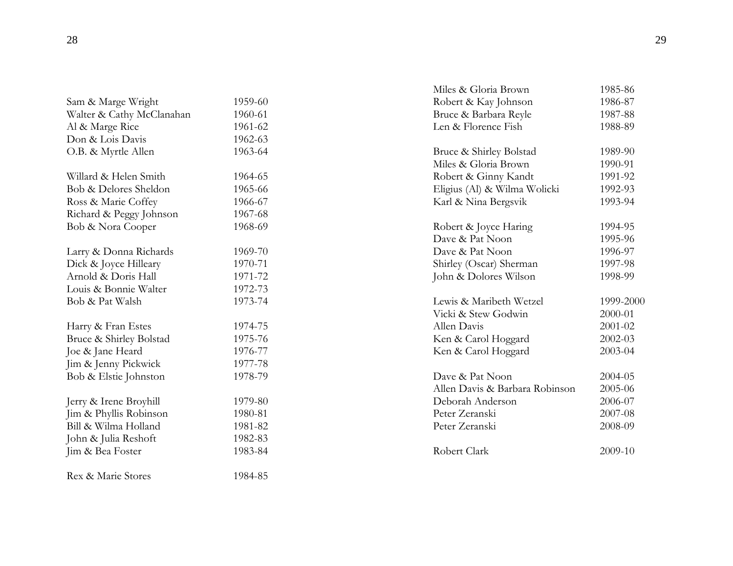| | |
|---|---|
| Sam & Marge Wright | 1959-60 |
| Walter & Cathy McClanahan | 1960-61 |
| Al & Marge Rice | 1961-62 |
| Don & Lois Davis | 1962-63 |
| O.B. & Myrtle Allen | 1963-64 |
| | |
| Willard & Helen Smith | 1964-65 |
| Bob & Delores Sheldon | 1965-66 |
| Ross & Marie Coffey | 1966-67 |
| Richard & Peggy Johnson | 1967-68 |
| Bob & Nora Cooper | 1968-69 |
| | |
| Larry & Donna Richards | 1969-70 |
| Dick & Joyce Hilleary | 1970-71 |
| Arnold & Doris Hall | 1971-72 |
| Louis & Bonnie Walter | 1972-73 |
| Bob & Pat Walsh | 1973-74 |
| | |
| Harry & Fran Estes | 1974-75 |
| Bruce & Shirley Bolstad | 1975-76 |
| Joe & Jane Heard | 1976-77 |
| Jim & Jenny Pickwick | 1977-78 |
| Bob & Elstie Johnston | 1978-79 |
| | |
| Jerry & Irene Broyhill | 1979-80 |
| Jim & Phyllis Robinson | 1980-81 |
| Bill & Wilma Holland | 1981-82 |
| John & Julia Reshoft | 1982-83 |
| Jim & Bea Foster | 1983-84 |
| | |
| Rex & Marie Stores | 1984-85 |
| Miles & Gloria Brown | 1985-86 |
| Robert & Kay Johnson | 1986-87 |
| Bruce & Barbara Reyle | 1987-88 |
| Len & Florence Fish | 1988-89 |
| | |
| Bruce & Shirley Bolstad | 1989-90 |
| Miles & Gloria Brown | 1990-91 |
| Robert & Ginny Kandt | 1991-92 |
| Eligius (Al) & Wilma Wolicki | 1992-93 |
| Karl & Nina Bergsvik | 1993-94 |
| | |
| Robert & Joyce Haring | 1994-95 |
| Dave & Pat Noon | 1995-96 |
| Dave & Pat Noon | 1996-97 |
| Shirley (Oscar) Sherman | 1997-98 |
| John & Dolores Wilson | 1998-99 |
| | |
| Lewis & Maribeth Wetzel | 1999-2000 |
| Vicki & Stew Godwin | 2000-01 |
| Allen Davis | 2001-02 |
| Ken & Carol Hoggard | 2002-03 |
| Ken & Carol Hoggard | 2003-04 |
| | |
| Dave & Pat Noon | 2004-05 |
| Allen Davis & Barbara Robinson | 2005-06 |
| Deborah Anderson | 2006-07 |
| Peter Zeranski | 2007-08 |
| Peter Zeranski | 2008-09 |
| | |
| Robert Clark | 2009-10 |